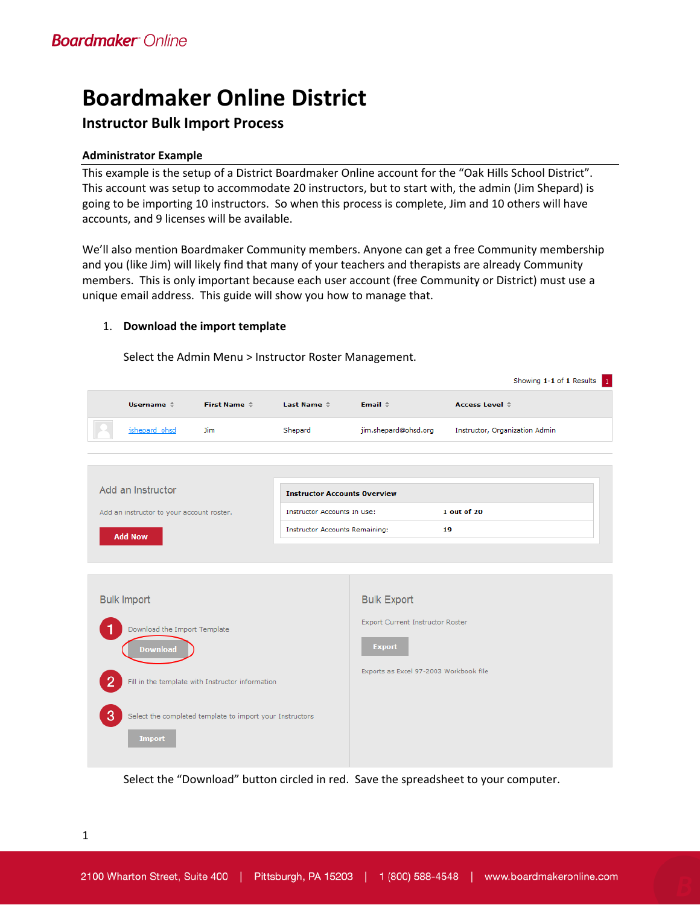# Boardmaker Online District

## Instructor Bulk Import Process

### Administrator Example

This example is the setup of a District Boardmaker Online account for the "Oak Hills School District". This account was setup to accommodate 20 instructors, but to start with, the admin (Jim Shepard) is going to be importing 10 instructors. So when this process is complete, Jim and 10 others will have accounts, and 9 licenses will be available.

We'll also mention Boardmaker Community members. Anyone can get a free Community membership and you (like Jim) will likely find that many of your teachers and therapists are already Community members. This is only important because each user account (free Community or District) must use a unique email address. This guide will show you how to manage that.

1. **Download the import template**

   Select the Admin Menu > Instructor Roster Management.

   Showing 1-1 of 1 Results

   | Username | First Name | Last Name | Email | Access Level |
   | --- | --- | --- | --- | --- |
   | jshepard_ohsd | Jim | Shepard | jim.shepard@ohsd.org | Instructor, Organization Admin |

   **Add an Instructor**

   Add an instructor to your account roster.

   Add Now

   | Instructor Accounts Overview | |
   | --- | --- |
   | Instructor Accounts In Use: | 1 out of 20 |
   | Instructor Accounts Remaining: | 19 |

   **Bulk Import**

   1. Download the Import Template — Download
   2. Fill in the template with Instructor information
   3. Select the completed template to import your Instructors — Import

   **Bulk Export**

   Export Current Instructor Roster — Export

   Exports as Excel 97-2003 Workbook file

   Select the "Download" button circled in red. Save the spreadsheet to your computer.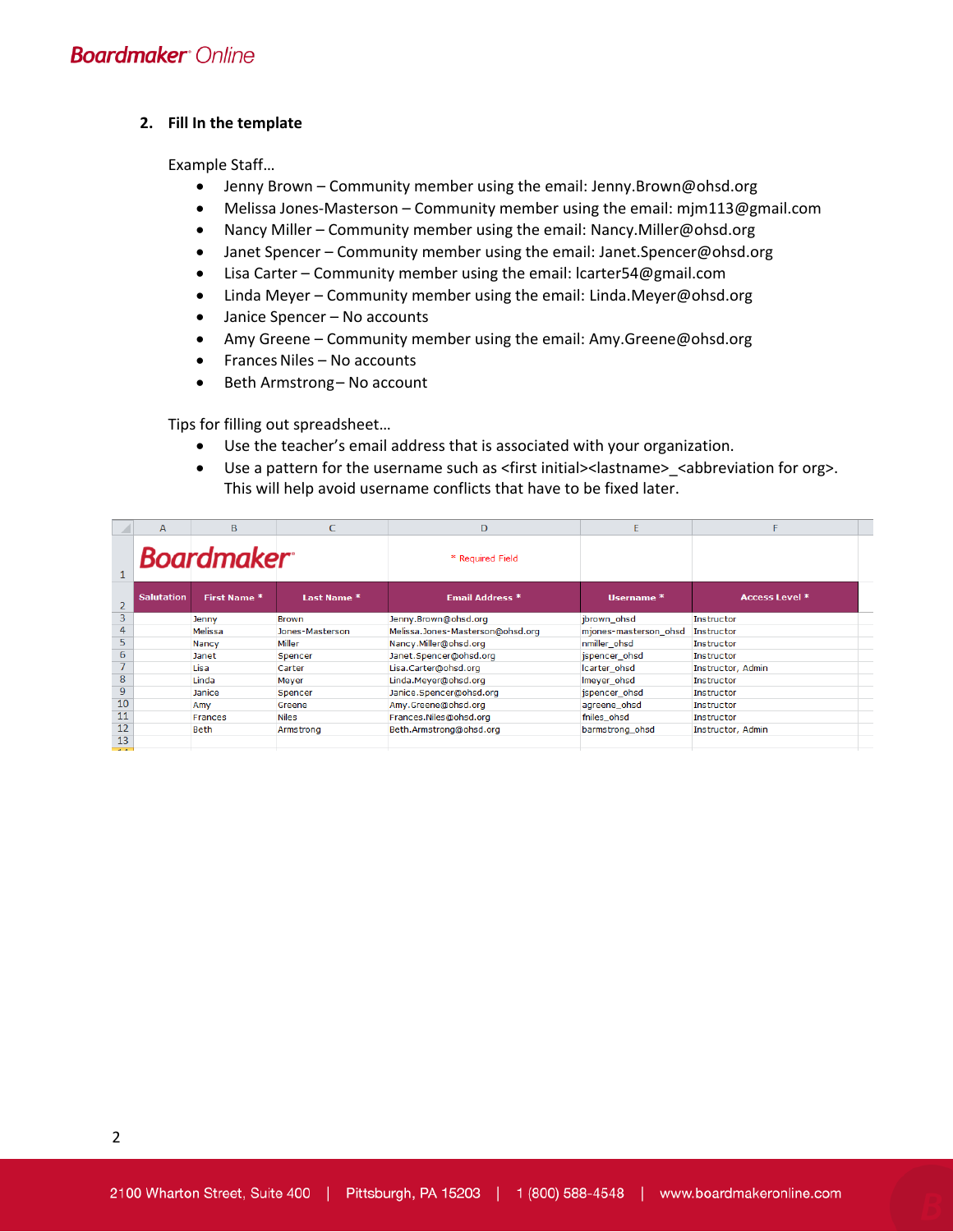## 2. Fill In the template

Example Staff…

- Jenny Brown – Community member using the email: Jenny.Brown@ohsd.org
- Melissa Jones-Masterson – Community member using the email: mjm113@gmail.com
- Nancy Miller – Community member using the email: Nancy.Miller@ohsd.org
- Janet Spencer – Community member using the email: Janet.Spencer@ohsd.org
- Lisa Carter – Community member using the email: lcarter54@gmail.com
- Linda Meyer – Community member using the email: Linda.Meyer@ohsd.org
- Janice Spencer – No accounts
- Amy Greene – Community member using the email: Amy.Greene@ohsd.org
- Frances Niles – No accounts
- Beth Armstrong– No account

Tips for filling out spreadsheet…

- Use the teacher's email address that is associated with your organization.
- Use a pattern for the username such as <first initial><lastname>_<abbreviation for org>. This will help avoid username conflicts that have to be fixed later.

| Salutation | First Name * | Last Name * | Email Address * | Username * | Access Level * |
|---|---|---|---|---|---|
| | Jenny | Brown | Jenny.Brown@ohsd.org | jbrown_ohsd | Instructor |
| | Melissa | Jones-Masterson | Melissa.Jones-Masterson@ohsd.org | mjones-masterson_ohsd | Instructor |
| | Nancy | Miller | Nancy.Miller@ohsd.org | nmiller_ohsd | Instructor |
| | Janet | Spencer | Janet.Spencer@ohsd.org | jspencer_ohsd | Instructor |
| | Lisa | Carter | Lisa.Carter@ohsd.org | lcarter_ohsd | Instructor, Admin |
| | Linda | Meyer | Linda.Meyer@ohsd.org | lmeyer_ohsd | Instructor |
| | Janice | Spencer | Janice.Spencer@ohsd.org | jspencer_ohsd | Instructor |
| | Amy | Greene | Amy.Greene@ohsd.org | agreene_ohsd | Instructor |
| | Frances | Niles | Frances.Niles@ohsd.org | fniles_ohsd | Instructor |
| | Beth | Armstrong | Beth.Armstrong@ohsd.org | barmstrong_ohsd | Instructor, Admin |

\* Required Field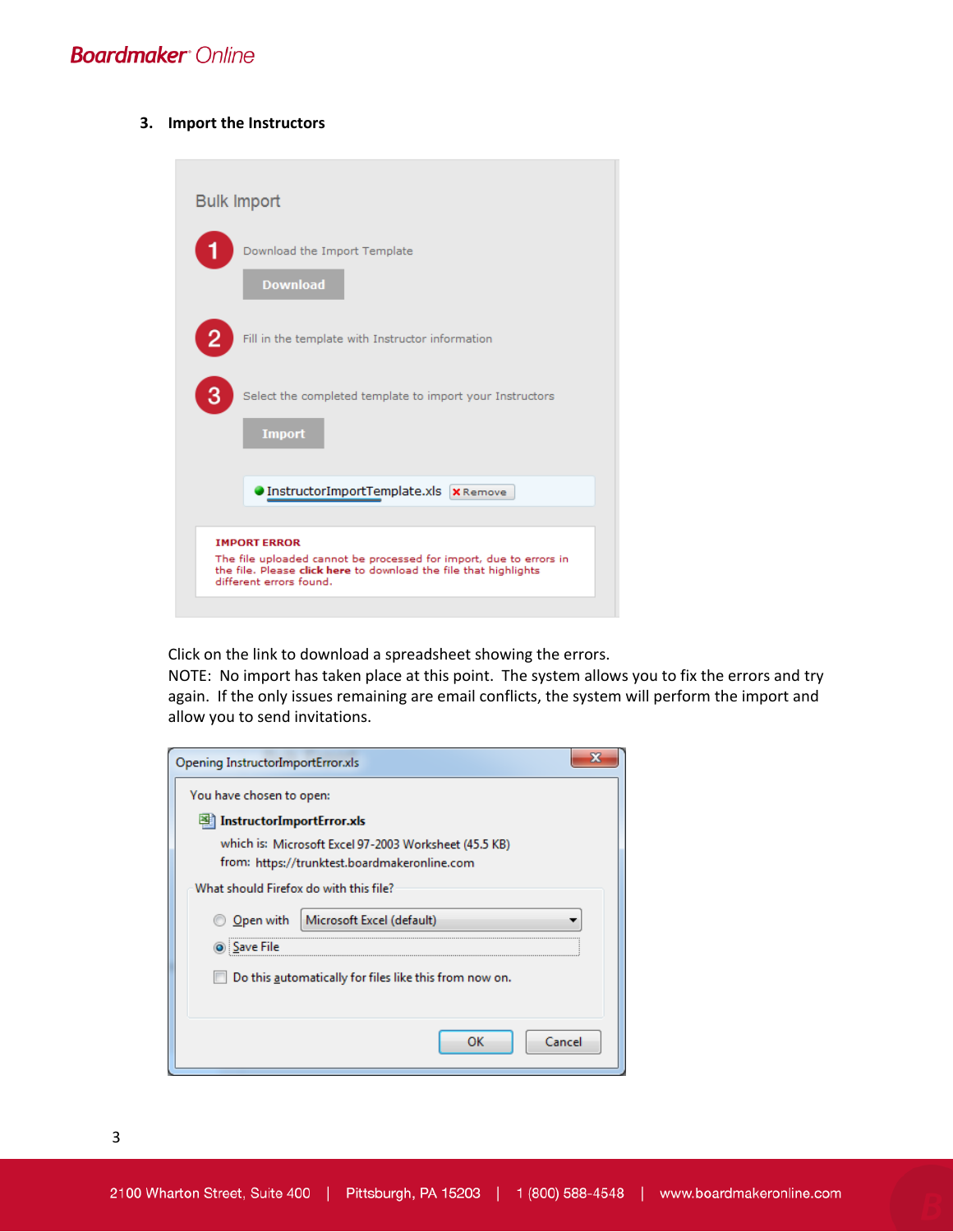### 3. Import the Instructors

Bulk Import

1 Download the Import Template

Download

2 Fill in the template with Instructor information

3 Select the completed template to import your Instructors

Import

InstructorImportTemplate.xls ✖Remove

**IMPORT ERROR**
The file uploaded cannot be processed for import, due to errors in the file. Please **click here** to download the file that highlights different errors found.

Click on the link to download a spreadsheet showing the errors.
NOTE: No import has taken place at this point. The system allows you to fix the errors and try again. If the only issues remaining are email conflicts, the system will perform the import and allow you to send invitations.

Opening InstructorImportError.xls

You have chosen to open:

**InstructorImportError.xls**

which is: Microsoft Excel 97-2003 Worksheet (45.5 KB)
from: https://trunktest.boardmakeronline.com

What should Firefox do with this file?

- Open with Microsoft Excel (default)
- Save File

Do this automatically for files like this from now on.

OK Cancel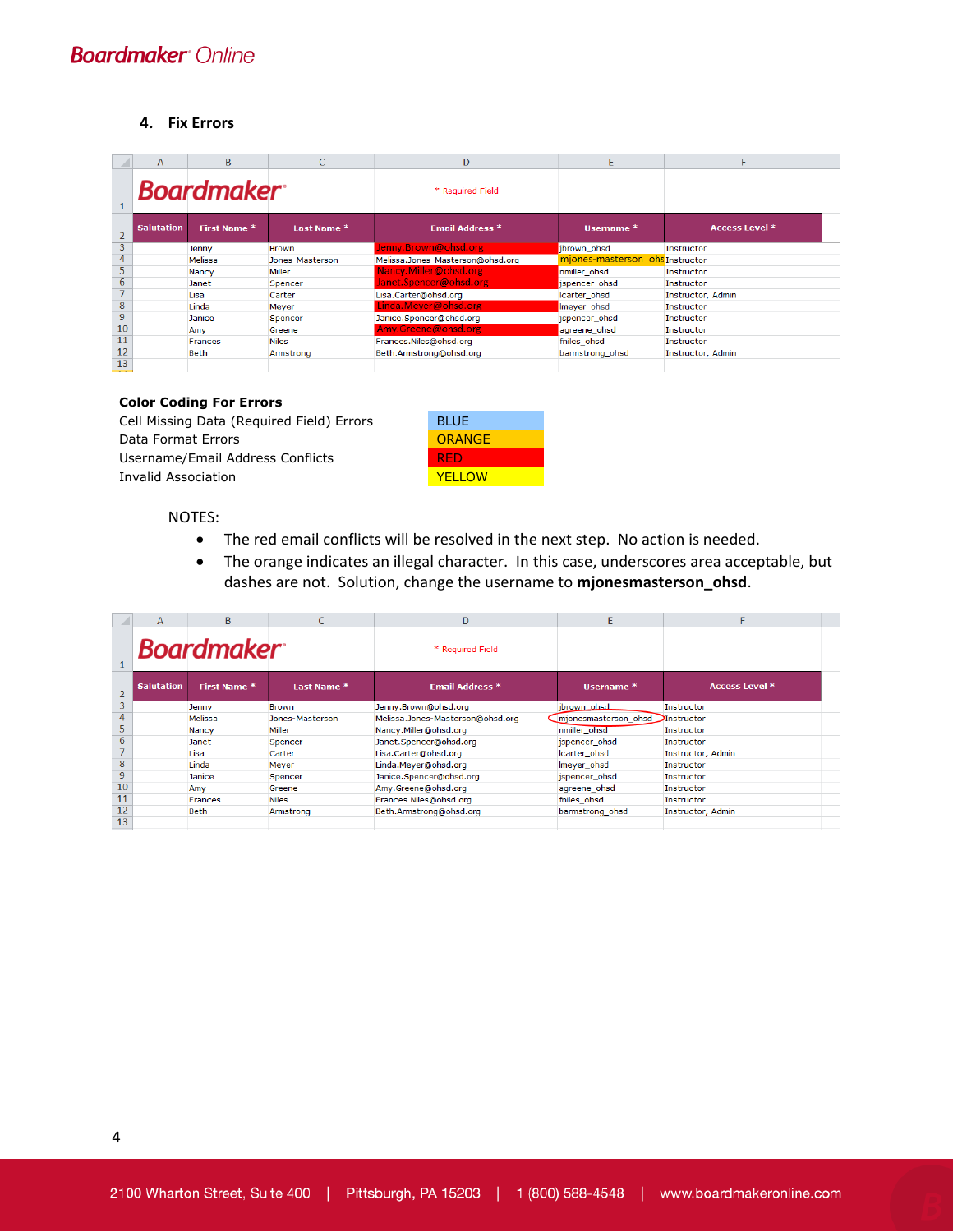### 4. Fix Errors

| Salutation | First Name * | Last Name * | Email Address * | Username * | Access Level * |
|---|---|---|---|---|---|
| | Jenny | Brown | Jenny.Brown@ohsd.org | jbrown_ohsd | Instructor |
| | Melissa | Jones-Masterson | Melissa.Jones-Masterson@ohsd.org | mjones-masterson_ohs | Instructor |
| | Nancy | Miller | Nancy.Miller@ohsd.org | nmiller_ohsd | Instructor |
| | Janet | Spencer | Janet.Spencer@ohsd.org | jspencer_ohsd | Instructor |
| | Lisa | Carter | Lisa.Carter@ohsd.org | lcarter_ohsd | Instructor, Admin |
| | Linda | Meyer | Linda.Meyer@ohsd.org | lmeyer_ohsd | Instructor |
| | Janice | Spencer | Janice.Spencer@ohsd.org | jspencer_ohsd | Instructor |
| | Amy | Greene | Amy.Greene@ohsd.org | agreene_ohsd | Instructor |
| | Frances | Niles | Frances.Niles@ohsd.org | fniles_ohsd | Instructor |
| | Beth | Armstrong | Beth.Armstrong@ohsd.org | barmstrong_ohsd | Instructor, Admin |

**Color Coding For Errors**

| | |
|---|---|
| Cell Missing Data (Required Field) Errors | BLUE |
| Data Format Errors | ORANGE |
| Username/Email Address Conflicts | RED |
| Invalid Association | YELLOW |

NOTES:

- The red email conflicts will be resolved in the next step. No action is needed.
- The orange indicates an illegal character. In this case, underscores area acceptable, but dashes are not. Solution, change the username to **mjonesmasterson_ohsd**.

| Salutation | First Name * | Last Name * | Email Address * | Username * | Access Level * |
|---|---|---|---|---|---|
| | Jenny | Brown | Jenny.Brown@ohsd.org | jbrown_ohsd | Instructor |
| | Melissa | Jones-Masterson | Melissa.Jones-Masterson@ohsd.org | mjonesmasterson_ohsd | Instructor |
| | Nancy | Miller | Nancy.Miller@ohsd.org | nmiller_ohsd | Instructor |
| | Janet | Spencer | Janet.Spencer@ohsd.org | jspencer_ohsd | Instructor |
| | Lisa | Carter | Lisa.Carter@ohsd.org | lcarter_ohsd | Instructor, Admin |
| | Linda | Meyer | Linda.Meyer@ohsd.org | lmeyer_ohsd | Instructor |
| | Janice | Spencer | Janice.Spencer@ohsd.org | jspencer_ohsd | Instructor |
| | Amy | Greene | Amy.Greene@ohsd.org | agreene_ohsd | Instructor |
| | Frances | Niles | Frances.Niles@ohsd.org | fniles_ohsd | Instructor |
| | Beth | Armstrong | Beth.Armstrong@ohsd.org | barmstrong_ohsd | Instructor, Admin |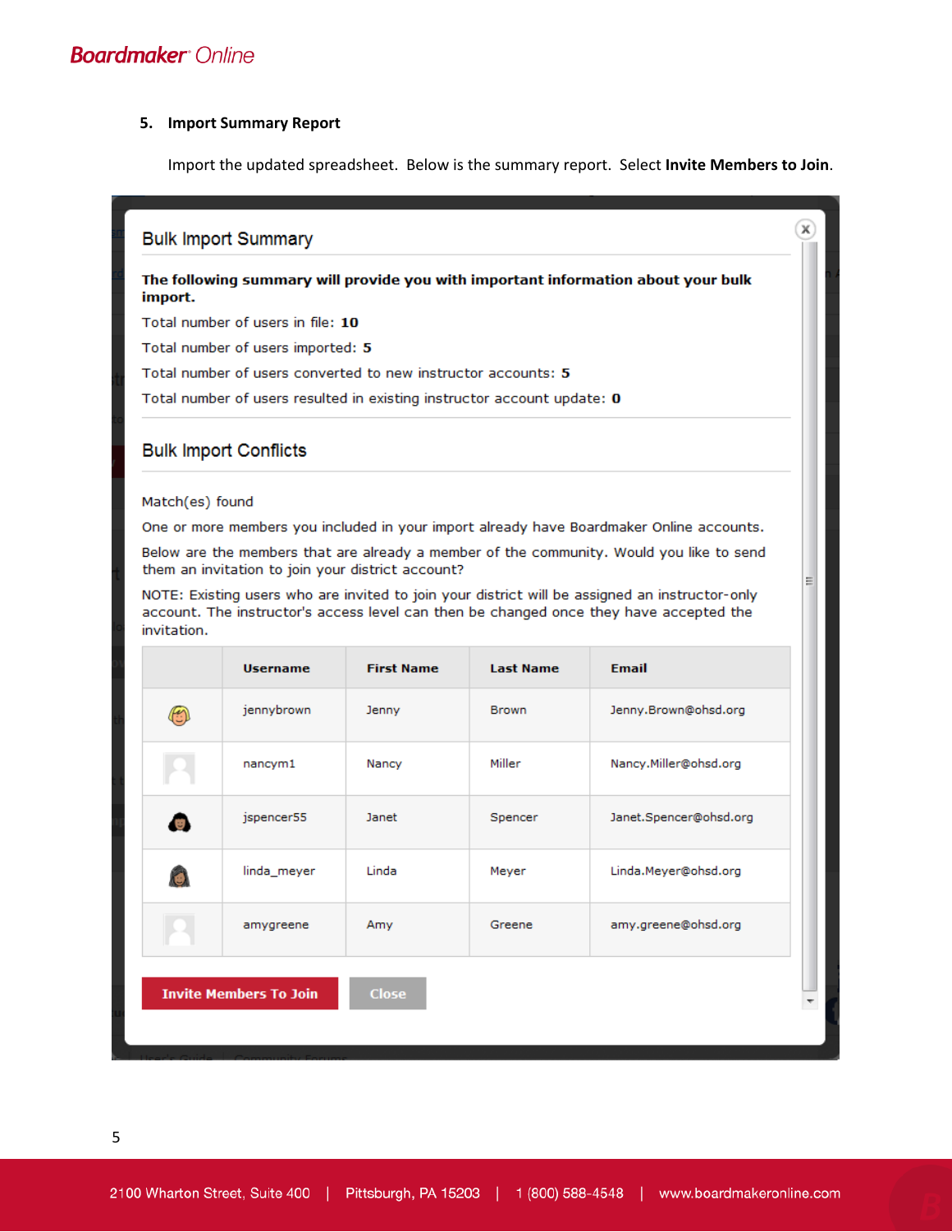5. **Import Summary Report**

Import the updated spreadsheet. Below is the summary report. Select **Invite Members to Join**.

## Bulk Import Summary

**The following summary will provide you with important information about your bulk import.**

Total number of users in file: **10**

Total number of users imported: **5**

Total number of users converted to new instructor accounts: **5**

Total number of users resulted in existing instructor account update: **0**

## Bulk Import Conflicts

Match(es) found

One or more members you included in your import already have Boardmaker Online accounts.

Below are the members that are already a member of the community. Would you like to send them an invitation to join your district account?

NOTE: Existing users who are invited to join your district will be assigned an instructor-only account. The instructor's access level can then be changed once they have accepted the invitation.

| | Username | First Name | Last Name | Email |
|---|---|---|---|---|
| | jennybrown | Jenny | Brown | Jenny.Brown@ohsd.org |
| | nancym1 | Nancy | Miller | Nancy.Miller@ohsd.org |
| | jspencer55 | Janet | Spencer | Janet.Spencer@ohsd.org |
| | linda_meyer | Linda | Meyer | Linda.Meyer@ohsd.org |
| | amygreene | Amy | Greene | amy.greene@ohsd.org |

Invite Members To Join | Close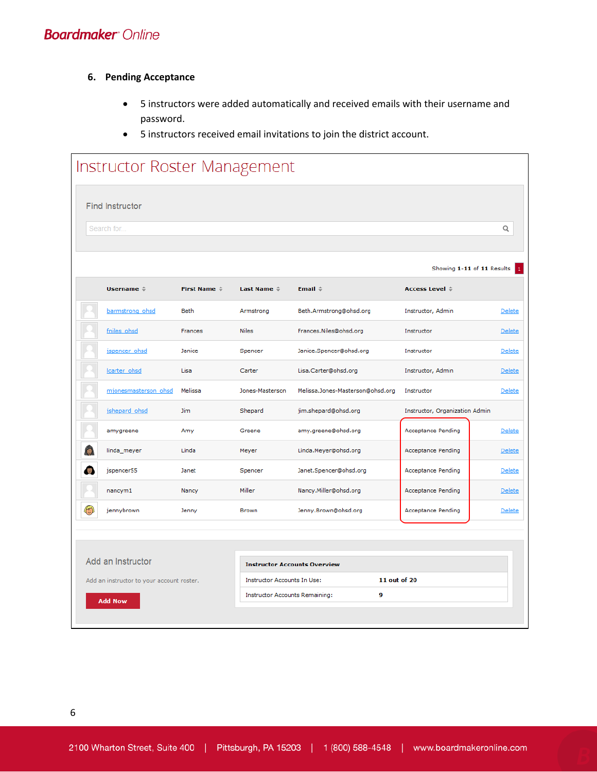## 6. Pending Acceptance

- 5 instructors were added automatically and received emails with their username and password.
- 5 instructors received email invitations to join the district account.

# Instructor Roster Management

**Find Instructor**

Search for...

Showing **1-11** of **11** Results

| Username | First Name | Last Name | Email | Access Level | |
|---|---|---|---|---|---|
| barmstrong_ohsd | Beth | Armstrong | Beth.Armstrong@ohsd.org | Instructor, Admin | Delete |
| fniles_ohsd | Frances | Niles | Frances.Niles@ohsd.org | Instructor | Delete |
| jspencer_ohsd | Janice | Spencer | Janice.Spencer@ohsd.org | Instructor | Delete |
| lcarter_ohsd | Lisa | Carter | Lisa.Carter@ohsd.org | Instructor, Admin | Delete |
| mjonesmasterson_ohsd | Melissa | Jones-Masterson | Melissa.Jones-Masterson@ohsd.org | Instructor | Delete |
| jshepard_ohsd | Jim | Shepard | jim.shepard@ohsd.org | Instructor, Organization Admin | |
| amygreene | Amy | Greene | amy.greene@ohsd.org | Acceptance Pending | Delete |
| linda_meyer | Linda | Meyer | Linda.Meyer@ohsd.org | Acceptance Pending | Delete |
| jspencer55 | Janet | Spencer | Janet.Spencer@ohsd.org | Acceptance Pending | Delete |
| nancym1 | Nancy | Miller | Nancy.Miller@ohsd.org | Acceptance Pending | Delete |
| jennybrown | Jenny | Brown | Jenny.Brown@ohsd.org | Acceptance Pending | Delete |

**Add an Instructor**

Add an instructor to your account roster.

**Add Now**

| Instructor Accounts Overview | |
|---|---|
| Instructor Accounts In Use: | 11 out of 20 |
| Instructor Accounts Remaining: | 9 |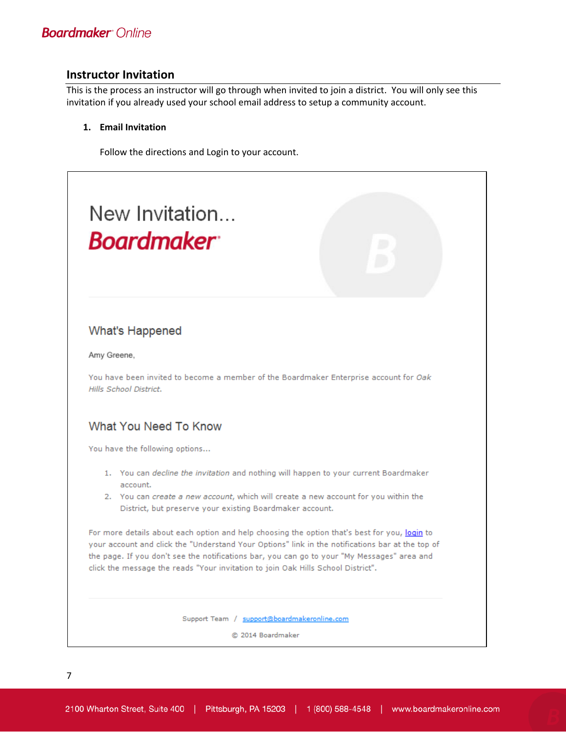## Instructor Invitation

This is the process an instructor will go through when invited to join a district. You will only see this invitation if you already used your school email address to setup a community account.

1. **Email Invitation**

   Follow the directions and Login to your account.

New Invitation...

Boardmaker

### What's Happened

Amy Greene,

You have been invited to become a member of the Boardmaker Enterprise account for *Oak Hills School District.*

### What You Need To Know

You have the following options...

1. You can *decline the invitation* and nothing will happen to your current Boardmaker account.
2. You can *create a new account*, which will create a new account for you within the District, but preserve your existing Boardmaker account.

For more details about each option and help choosing the option that's best for you, login to your account and click the "Understand Your Options" link in the notifications bar at the top of the page. If you don't see the notifications bar, you can go to your "My Messages" area and click the message the reads "Your invitation to join Oak Hills School District".

Support Team / support@boardmakeronline.com

© 2014 Boardmaker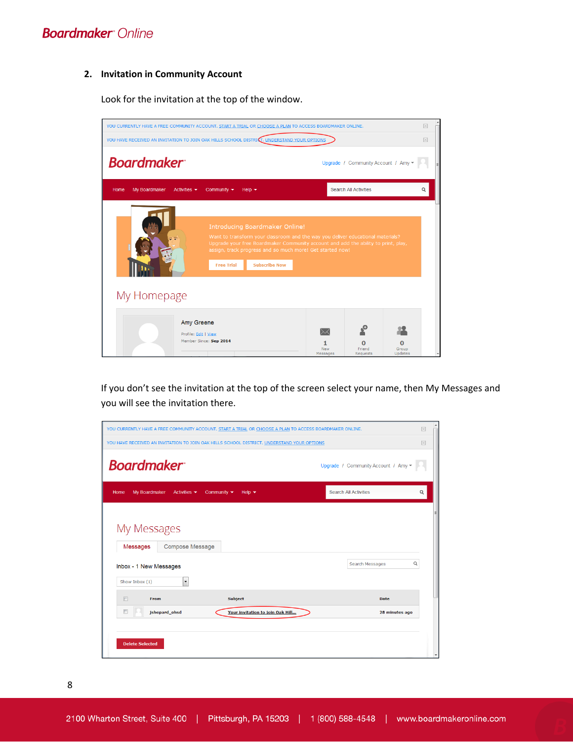## 2. Invitation in Community Account

Look for the invitation at the top of the window.

If you don't see the invitation at the top of the screen select your name, then My Messages and you will see the invitation there.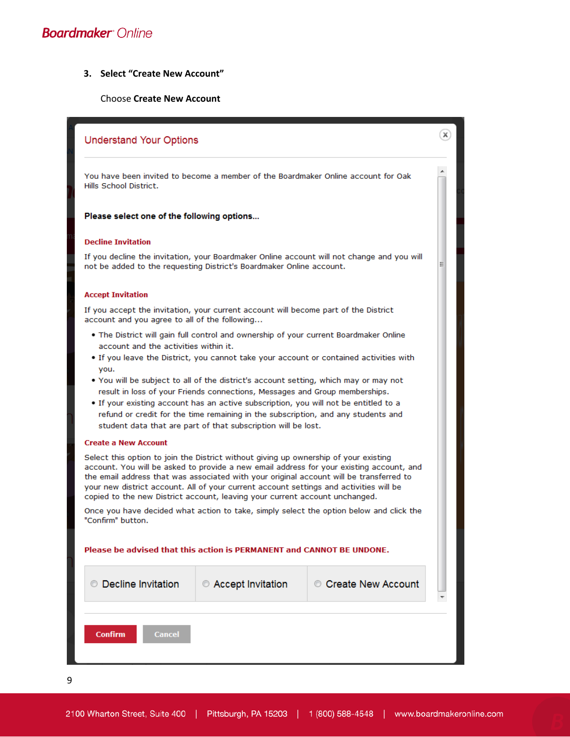3. **Select "Create New Account"**

   Choose **Create New Account**

## Understand Your Options

You have been invited to become a member of the Boardmaker Online account for Oak Hills School District.

**Please select one of the following options...**

**Decline Invitation**

If you decline the invitation, your Boardmaker Online account will not change and you will not be added to the requesting District's Boardmaker Online account.

**Accept Invitation**

If you accept the invitation, your current account will become part of the District account and you agree to all of the following...

- The District will gain full control and ownership of your current Boardmaker Online account and the activities within it.
- If you leave the District, you cannot take your account or contained activities with you.
- You will be subject to all of the district's account setting, which may or may not result in loss of your Friends connections, Messages and Group memberships.
- If your existing account has an active subscription, you will not be entitled to a refund or credit for the time remaining in the subscription, and any students and student data that are part of that subscription will be lost.

**Create a New Account**

Select this option to join the District without giving up ownership of your existing account. You will be asked to provide a new email address for your existing account, and the email address that was associated with your original account will be transferred to your new district account. All of your current account settings and activities will be copied to the new District account, leaving your current account unchanged.

Once you have decided what action to take, simply select the option below and click the "Confirm" button.

**Please be advised that this action is PERMANENT and CANNOT BE UNDONE.**

○ Decline Invitation ○ Accept Invitation ○ Create New Account

Confirm Cancel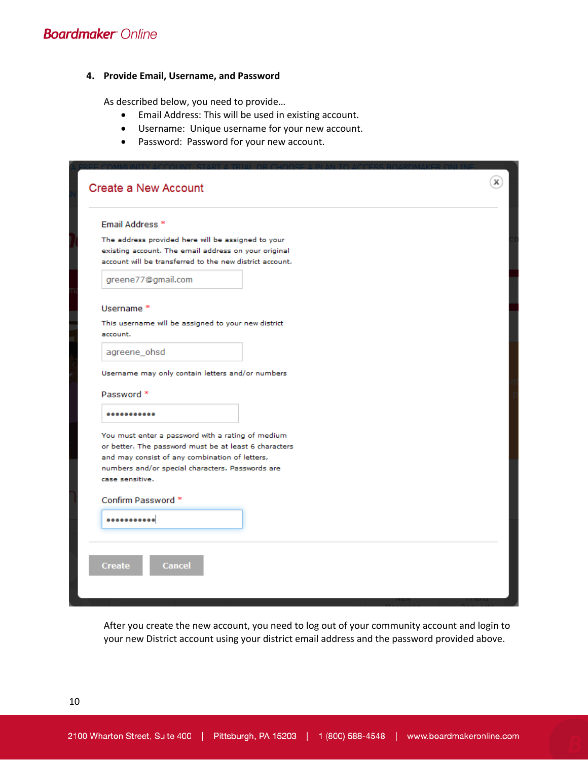### 4. Provide Email, Username, and Password

As described below, you need to provide…

- Email Address: This will be used in existing account.
- Username: Unique username for your new account.
- Password: Password for your new account.

**Create a New Account**

Email Address *

The address provided here will be assigned to your existing account. The email address on your original account will be transferred to the new district account.

greene77@gmail.com

Username *

This username will be assigned to your new district account.

agreene_ohsd

Username may only contain letters and/or numbers

Password *

•••••••••••

You must enter a password with a rating of medium or better. The password must be at least 6 characters and may consist of any combination of letters, numbers and/or special characters. Passwords are case sensitive.

Confirm Password *

•••••••••••

Create | Cancel

After you create the new account, you need to log out of your community account and login to your new District account using your district email address and the password provided above.